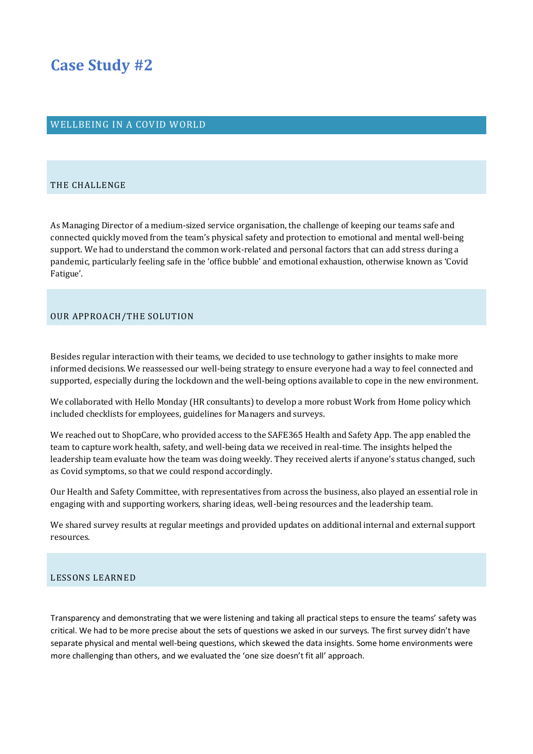# Case Study #2

## WELLBEING IN A COVID WORLD

### THE CHALLENGE

As Managing Director of a medium-sized service organisation, the challenge of keeping our teams safe and connected quickly moved from the team's physical safety and protection to emotional and mental well-being support. We had to understand the common work-related and personal factors that can add stress during a pandemic, particularly feeling safe in the 'office bubble' and emotional exhaustion, otherwise known as 'Covid Fatigue'.

### OUR APPROACH/THE SOLUTION

Besides regular interaction with their teams, we decided to use technology to gather insights to make more informed decisions. We reassessed our well-being strategy to ensure everyone had a way to feel connected and supported, especially during the lockdown and the well-being options available to cope in the new environment.

We collaborated with Hello Monday (HR consultants) to develop a more robust Work from Home policy which included checklists for employees, guidelines for Managers and surveys.

We reached out to ShopCare, who provided access to the SAFE365 Health and Safety App. The app enabled the team to capture work health, safety, and well-being data we received in real-time. The insights helped the leadership team evaluate how the team was doing weekly. They received alerts if anyone's status changed, such as Covid symptoms, so that we could respond accordingly.

Our Health and Safety Committee, with representatives from across the business, also played an essential role in engaging with and supporting workers, sharing ideas, well-being resources and the leadership team.

We shared survey results at regular meetings and provided updates on additional internal and external support resources.

### LESSONS LEARNED

Transparency and demonstrating that we were listening and taking all practical steps to ensure the teams' safety was critical. We had to be more precise about the sets of questions we asked in our surveys. The first survey didn't have separate physical and mental well-being questions, which skewed the data insights. Some home environments were more challenging than others, and we evaluated the 'one size doesn't fit all' approach.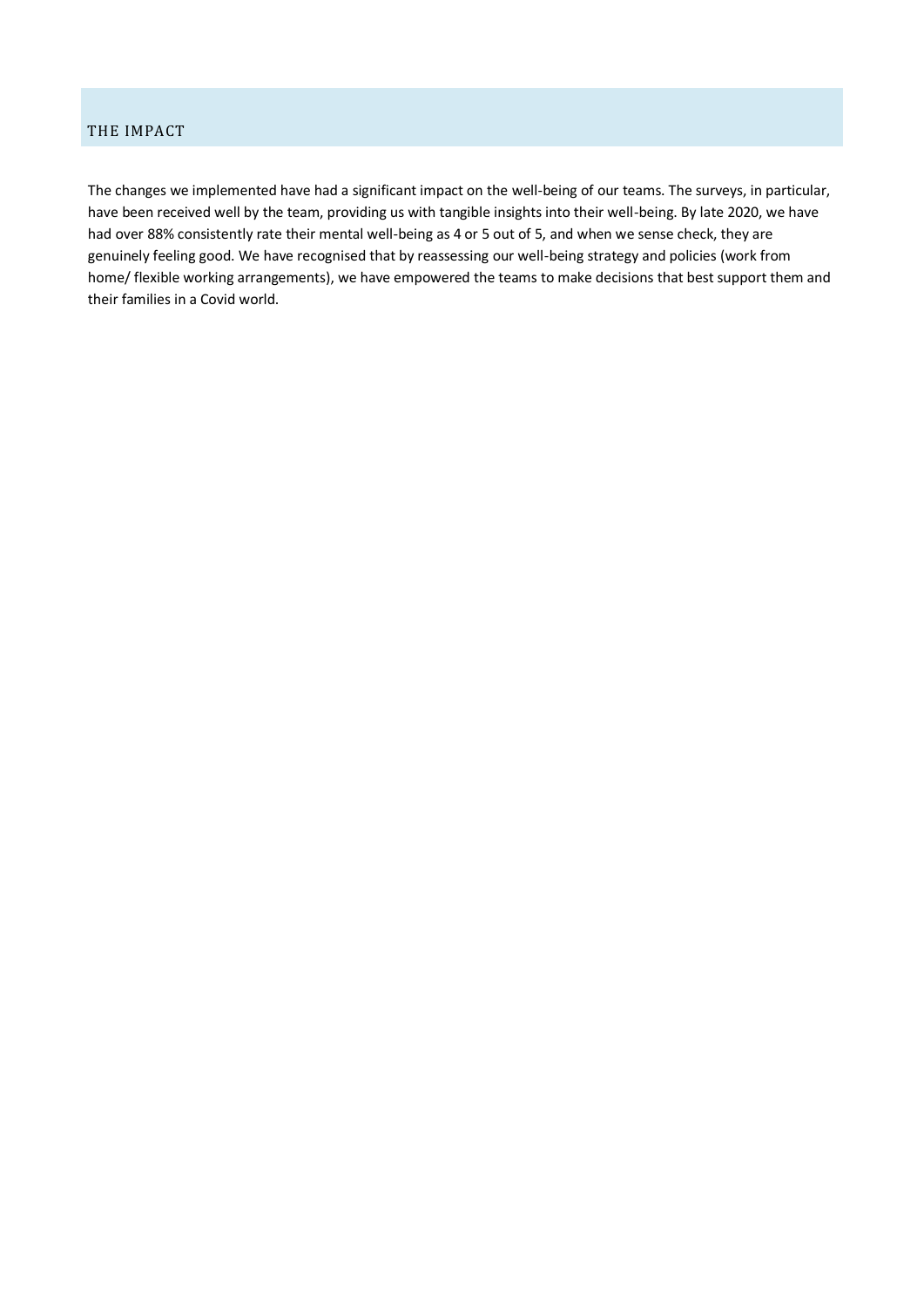## THE IMPACT

The changes we implemented have had a significant impact on the well-being of our teams. The surveys, in particular, have been received well by the team, providing us with tangible insights into their well-being. By late 2020, we have had over 88% consistently rate their mental well-being as 4 or 5 out of 5, and when we sense check, they are genuinely feeling good. We have recognised that by reassessing our well-being strategy and policies (work from home/ flexible working arrangements), we have empowered the teams to make decisions that best support them and their families in a Covid world.